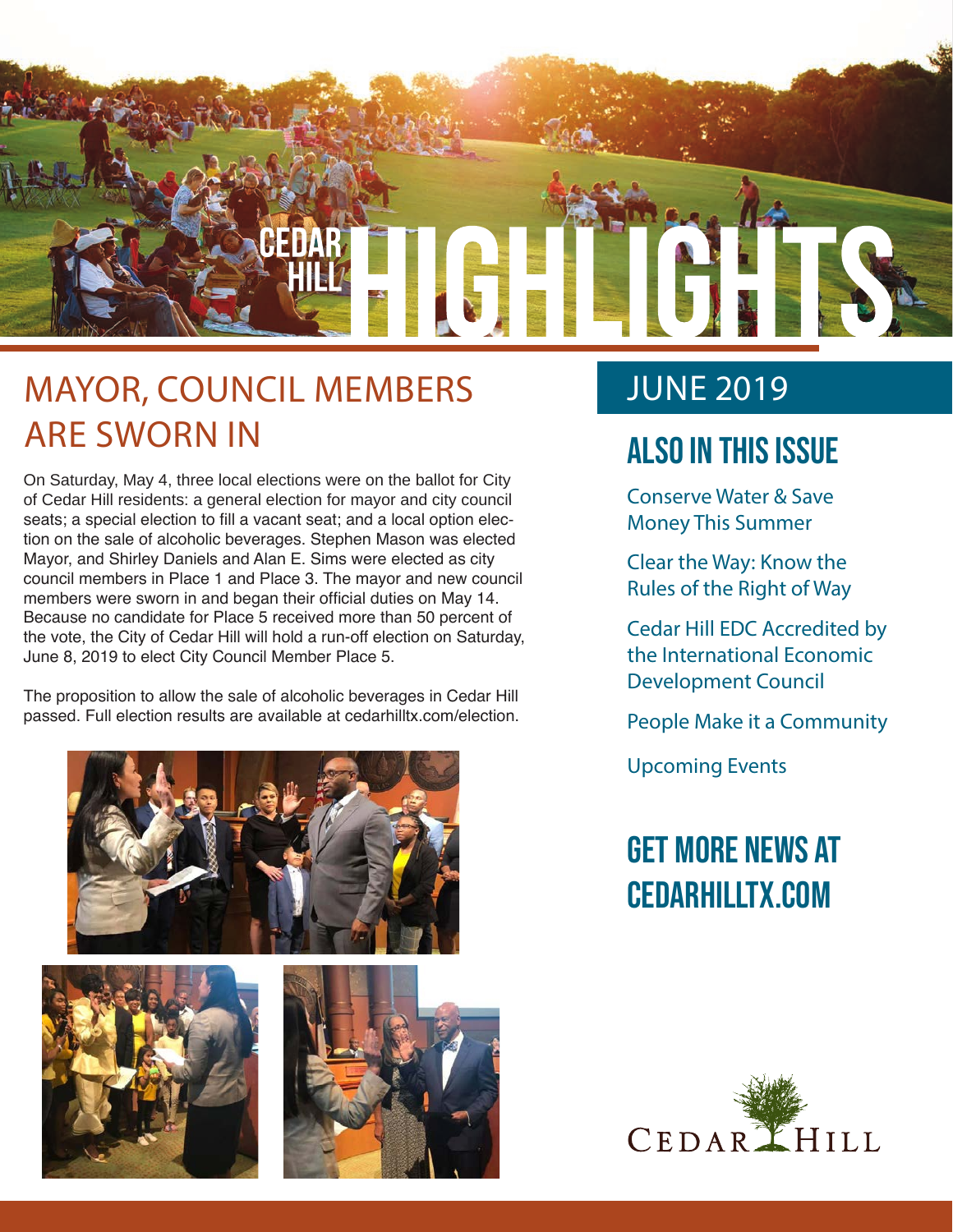# CEDAR HILL HIGHLIGHTS

## MAYOR, COUNCIL MEMBERS ARE SWORN IN

On Saturday, May 4, three local elections were on the ballot for City of Cedar Hill residents: a general election for mayor and city council seats; a special election to fill a vacant seat; and a local option election on the sale of alcoholic beverages. Stephen Mason was elected Mayor, and Shirley Daniels and Alan E. Sims were elected as city council members in Place 1 and Place 3. The mayor and new council members were sworn in and began their official duties on May 14. Because no candidate for Place 5 received more than 50 percent of the vote, the City of Cedar Hill will hold a run-off election on Saturday, June 8, 2019 to elect City Council Member Place 5.

The proposition to allow the sale of alcoholic beverages in Cedar Hill passed. Full election results are available at cedarhilltx.com/election.

## JUNE 2019

## ALSO IN THIS ISSUE

Conserve Water & Save Money This Summer

Clear the Way: Know the Rules of the Right of Way

Cedar Hill EDC Accredited by the International Economic Development Council

People Make it a Community

Upcoming Events

## GET MORE NEWS AT CEDARHILLTX.COM

CEDAR HILL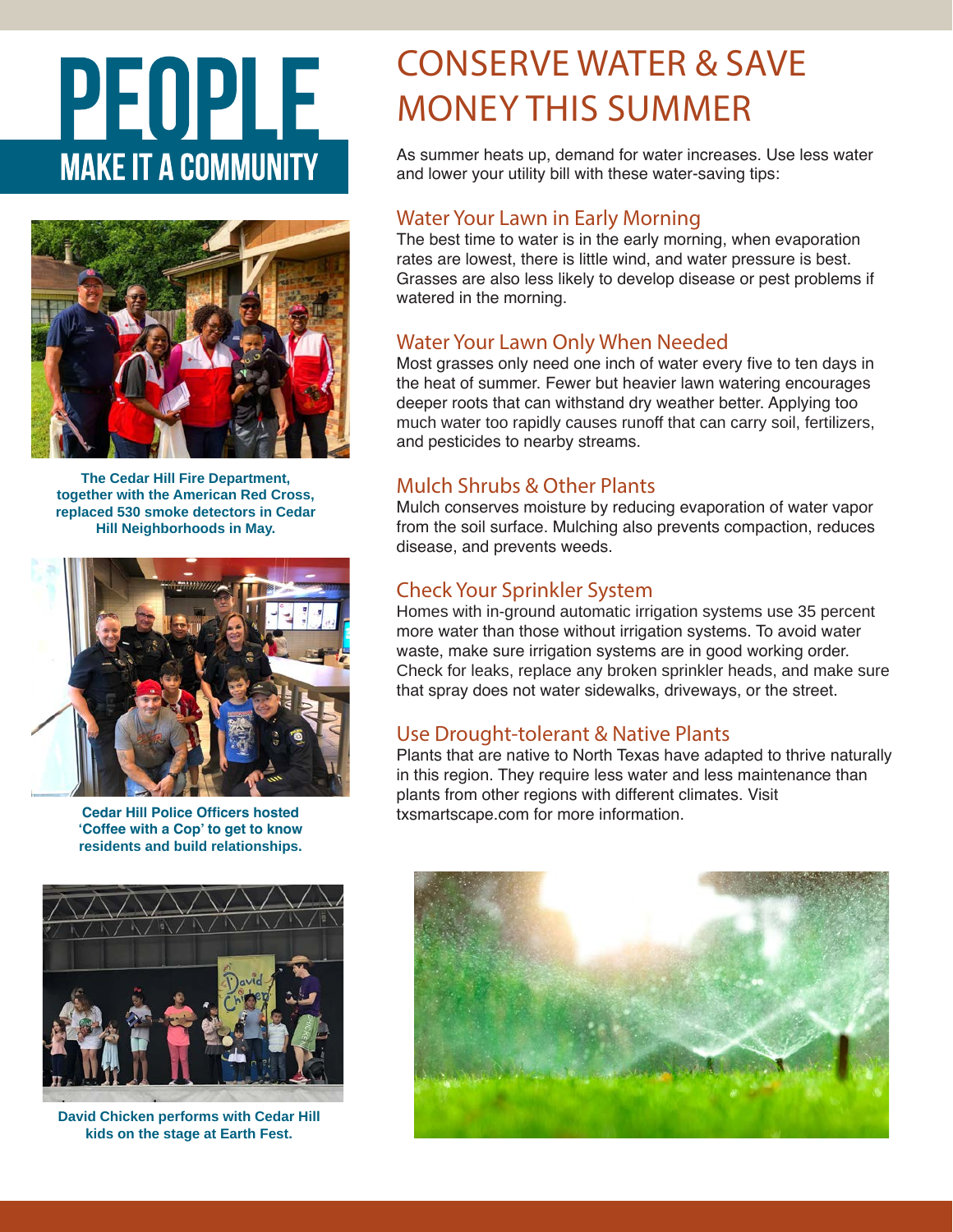# PEOPLE

## MAKE IT A COMMUNITY

**The Cedar Hill Fire Department, together with the American Red Cross, replaced 530 smoke detectors in Cedar Hill Neighborhoods in May.**

**Cedar Hill Police Officers hosted 'Coffee with a Cop' to get to know residents and build relationships.**

**David Chicken performs with Cedar Hill kids on the stage at Earth Fest.**

# CONSERVE WATER & SAVE MONEY THIS SUMMER

As summer heats up, demand for water increases. Use less water and lower your utility bill with these water-saving tips:

## Water Your Lawn in Early Morning

The best time to water is in the early morning, when evaporation rates are lowest, there is little wind, and water pressure is best. Grasses are also less likely to develop disease or pest problems if watered in the morning.

## Water Your Lawn Only When Needed

Most grasses only need one inch of water every five to ten days in the heat of summer. Fewer but heavier lawn watering encourages deeper roots that can withstand dry weather better. Applying too much water too rapidly causes runoff that can carry soil, fertilizers, and pesticides to nearby streams.

## Mulch Shrubs & Other Plants

Mulch conserves moisture by reducing evaporation of water vapor from the soil surface. Mulching also prevents compaction, reduces disease, and prevents weeds.

## Check Your Sprinkler System

Homes with in-ground automatic irrigation systems use 35 percent more water than those without irrigation systems. To avoid water waste, make sure irrigation systems are in good working order. Check for leaks, replace any broken sprinkler heads, and make sure that spray does not water sidewalks, driveways, or the street.

## Use Drought-tolerant & Native Plants

Plants that are native to North Texas have adapted to thrive naturally in this region. They require less water and less maintenance than plants from other regions with different climates. Visit txsmartscape.com for more information.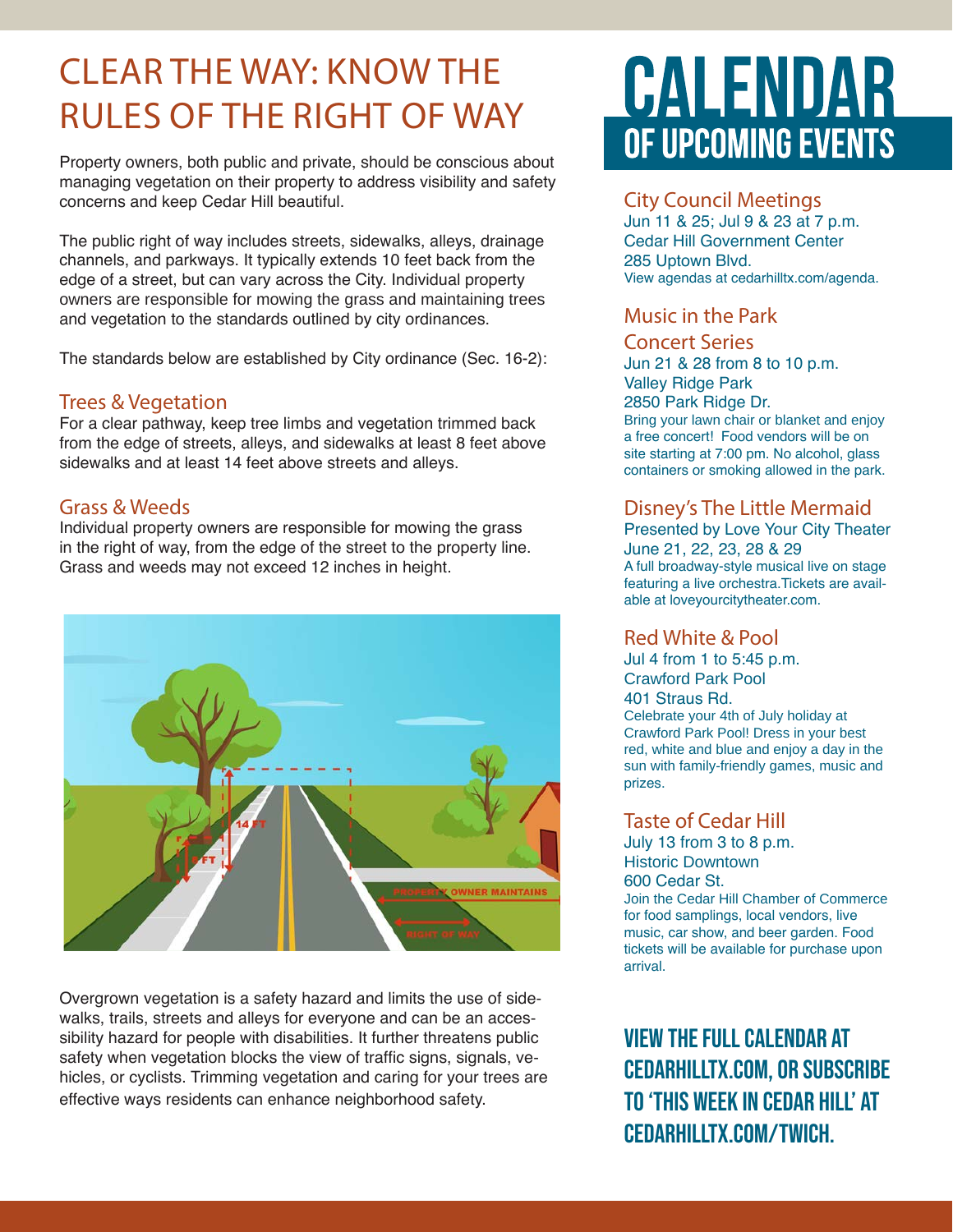# CLEAR THE WAY: KNOW THE RULES OF THE RIGHT OF WAY

Property owners, both public and private, should be conscious about managing vegetation on their property to address visibility and safety concerns and keep Cedar Hill beautiful.

The public right of way includes streets, sidewalks, alleys, drainage channels, and parkways. It typically extends 10 feet back from the edge of a street, but can vary across the City. Individual property owners are responsible for mowing the grass and maintaining trees and vegetation to the standards outlined by city ordinances.

The standards below are established by City ordinance (Sec. 16-2):

## Trees & Vegetation

For a clear pathway, keep tree limbs and vegetation trimmed back from the edge of streets, alleys, and sidewalks at least 8 feet above sidewalks and at least 14 feet above streets and alleys.

## Grass & Weeds

Individual property owners are responsible for mowing the grass in the right of way, from the edge of the street to the property line. Grass and weeds may not exceed 12 inches in height.

14 FT

8 FT

PROPERTY OWNER MAINTAINS

RIGHT OF WAY

Overgrown vegetation is a safety hazard and limits the use of sidewalks, trails, streets and alleys for everyone and can be an accessibility hazard for people with disabilities. It further threatens public safety when vegetation blocks the view of traffic signs, signals, vehicles, or cyclists. Trimming vegetation and caring for your trees are effective ways residents can enhance neighborhood safety.

# CALENDAR OF UPCOMING EVENTS

## City Council Meetings

Jun 11 & 25; Jul 9 & 23 at 7 p.m.
Cedar Hill Government Center
285 Uptown Blvd.
View agendas at cedarhilltx.com/agenda.

## Music in the Park Concert Series

Jun 21 & 28 from 8 to 10 p.m.
Valley Ridge Park
2850 Park Ridge Dr.
Bring your lawn chair or blanket and enjoy a free concert! Food vendors will be on site starting at 7:00 pm. No alcohol, glass containers or smoking allowed in the park.

## Disney's The Little Mermaid

Presented by Love Your City Theater
June 21, 22, 23, 28 & 29
A full broadway-style musical live on stage featuring a live orchestra.Tickets are available at loveyourcitytheater.com.

## Red White & Pool

Jul 4 from 1 to 5:45 p.m.
Crawford Park Pool
401 Straus Rd.
Celebrate your 4th of July holiday at Crawford Park Pool! Dress in your best red, white and blue and enjoy a day in the sun with family-friendly games, music and prizes.

## Taste of Cedar Hill

July 13 from 3 to 8 p.m.
Historic Downtown
600 Cedar St.
Join the Cedar Hill Chamber of Commerce for food samplings, local vendors, live music, car show, and beer garden. Food tickets will be available for purchase upon arrival.

**VIEW THE FULL CALENDAR AT CEDARHILLTX.COM, OR SUBSCRIBE TO 'THIS WEEK IN CEDAR HILL' AT CEDARHILLTX.COM/TWICH.**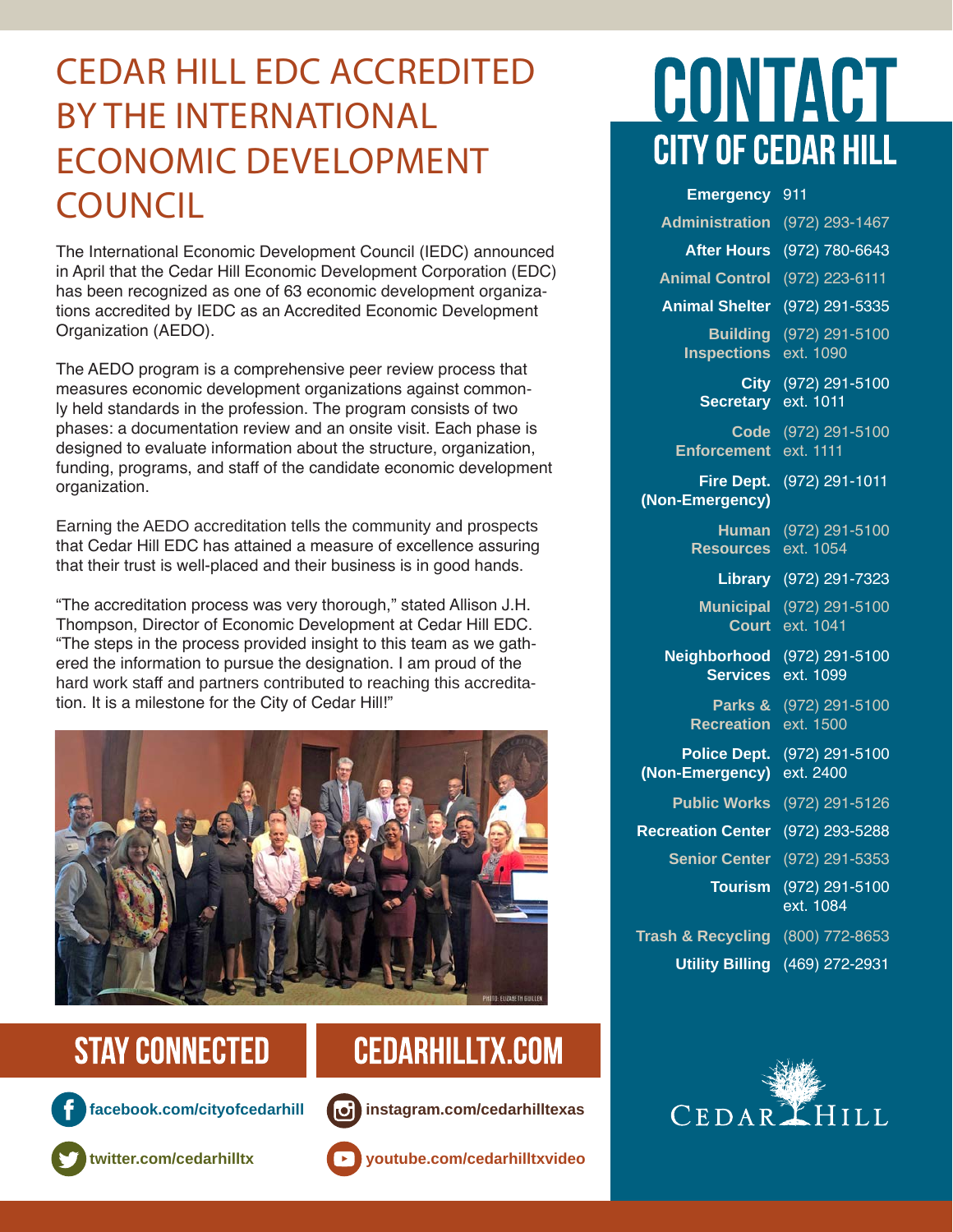# CEDAR HILL EDC ACCREDITED BY THE INTERNATIONAL ECONOMIC DEVELOPMENT COUNCIL

The International Economic Development Council (IEDC) announced in April that the Cedar Hill Economic Development Corporation (EDC) has been recognized as one of 63 economic development organizations accredited by IEDC as an Accredited Economic Development Organization (AEDO).

The AEDO program is a comprehensive peer review process that measures economic development organizations against commonly held standards in the profession. The program consists of two phases: a documentation review and an onsite visit. Each phase is designed to evaluate information about the structure, organization, funding, programs, and staff of the candidate economic development organization.

Earning the AEDO accreditation tells the community and prospects that Cedar Hill EDC has attained a measure of excellence assuring that their trust is well-placed and their business is in good hands.

"The accreditation process was very thorough," stated Allison J.H. Thompson, Director of Economic Development at Cedar Hill EDC. "The steps in the process provided insight to this team as we gathered the information to pursue the designation. I am proud of the hard work staff and partners contributed to reaching this accreditation. It is a milestone for the City of Cedar Hill!"

PHOTO: ELIZABETH GUILLEN

## STAY CONNECTED

## CEDARHILLTX.COM

facebook.com/cityofcedarhill

instagram.com/cedarhilltexas

twitter.com/cedarhilltx

youtube.com/cedarhilltxvideo

# CONTACT

## CITY OF CEDAR HILL

| | |
|---|---|
| **Emergency** | 911 |
| **Administration** | (972) 293-1467 |
| **After Hours** | (972) 780-6643 |
| **Animal Control** | (972) 223-6111 |
| **Animal Shelter** | (972) 291-5335 |
| **Building Inspections** | (972) 291-5100 ext. 1090 |
| **City Secretary** | (972) 291-5100 ext. 1011 |
| **Code Enforcement** | (972) 291-5100 ext. 1111 |
| **Fire Dept. (Non-Emergency)** | (972) 291-1011 |
| **Human Resources** | (972) 291-5100 ext. 1054 |
| **Library** | (972) 291-7323 |
| **Municipal Court** | (972) 291-5100 ext. 1041 |
| **Neighborhood Services** | (972) 291-5100 ext. 1099 |
| **Parks & Recreation** | (972) 291-5100 ext. 1500 |
| **Police Dept. (Non-Emergency)** | (972) 291-5100 ext. 2400 |
| **Public Works** | (972) 291-5126 |
| **Recreation Center** | (972) 293-5288 |
| **Senior Center** | (972) 291-5353 |
| **Tourism** | (972) 291-5100 ext. 1084 |
| **Trash & Recycling** | (800) 772-8653 |
| **Utility Billing** | (469) 272-2931 |

CEDAR HILL